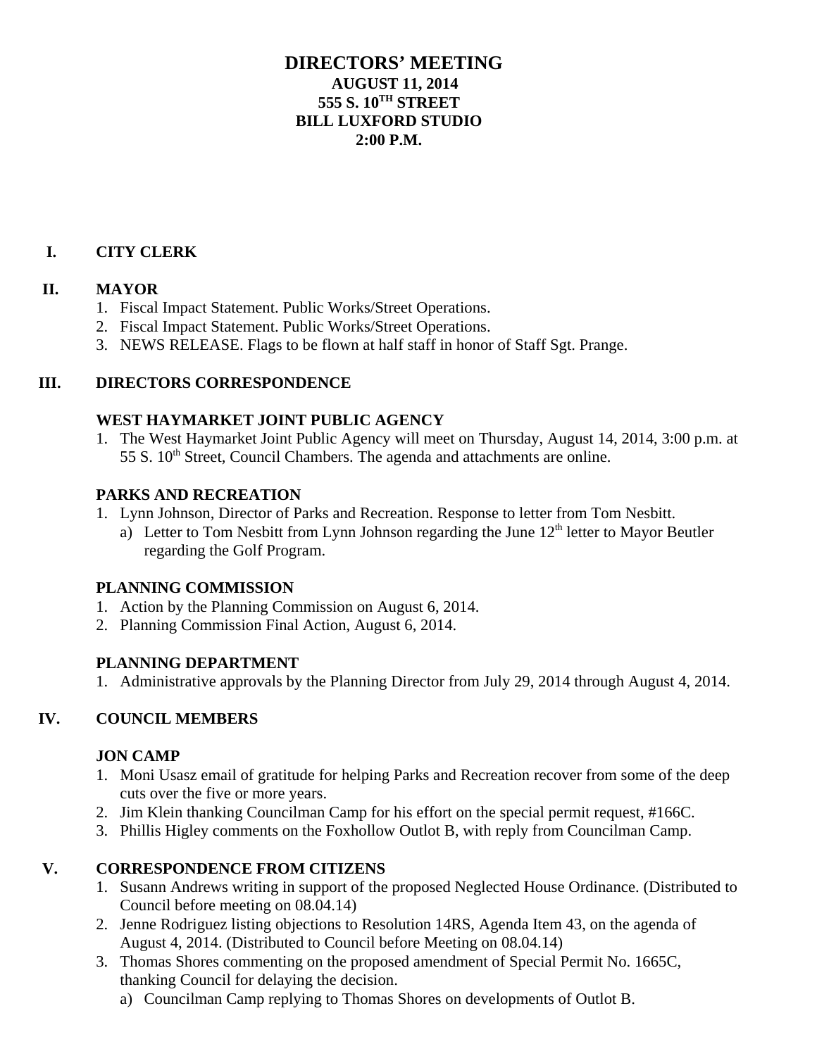# DIRECTORS' MEETING

**AUGUST 11, 2014**
**555 S. 10TH STREET**
**BILL LUXFORD STUDIO**
**2:00 P.M.**

## I. CITY CLERK

## II. MAYOR

1. Fiscal Impact Statement. Public Works/Street Operations.
2. Fiscal Impact Statement. Public Works/Street Operations.
3. NEWS RELEASE. Flags to be flown at half staff in honor of Staff Sgt. Prange.

## III. DIRECTORS CORRESPONDENCE

### WEST HAYMARKET JOINT PUBLIC AGENCY

1. The West Haymarket Joint Public Agency will meet on Thursday, August 14, 2014, 3:00 p.m. at 55 S. 10th Street, Council Chambers. The agenda and attachments are online.

### PARKS AND RECREATION

1. Lynn Johnson, Director of Parks and Recreation. Response to letter from Tom Nesbitt.
   a) Letter to Tom Nesbitt from Lynn Johnson regarding the June 12th letter to Mayor Beutler regarding the Golf Program.

### PLANNING COMMISSION

1. Action by the Planning Commission on August 6, 2014.
2. Planning Commission Final Action, August 6, 2014.

### PLANNING DEPARTMENT

1. Administrative approvals by the Planning Director from July 29, 2014 through August 4, 2014.

## IV. COUNCIL MEMBERS

### JON CAMP

1. Moni Usasz email of gratitude for helping Parks and Recreation recover from some of the deep cuts over the five or more years.
2. Jim Klein thanking Councilman Camp for his effort on the special permit request, #166C.
3. Phillis Higley comments on the Foxhollow Outlot B, with reply from Councilman Camp.

## V. CORRESPONDENCE FROM CITIZENS

1. Susann Andrews writing in support of the proposed Neglected House Ordinance. (Distributed to Council before meeting on 08.04.14)
2. Jenne Rodriguez listing objections to Resolution 14RS, Agenda Item 43, on the agenda of August 4, 2014. (Distributed to Council before Meeting on 08.04.14)
3. Thomas Shores commenting on the proposed amendment of Special Permit No. 1665C, thanking Council for delaying the decision.
   a) Councilman Camp replying to Thomas Shores on developments of Outlot B.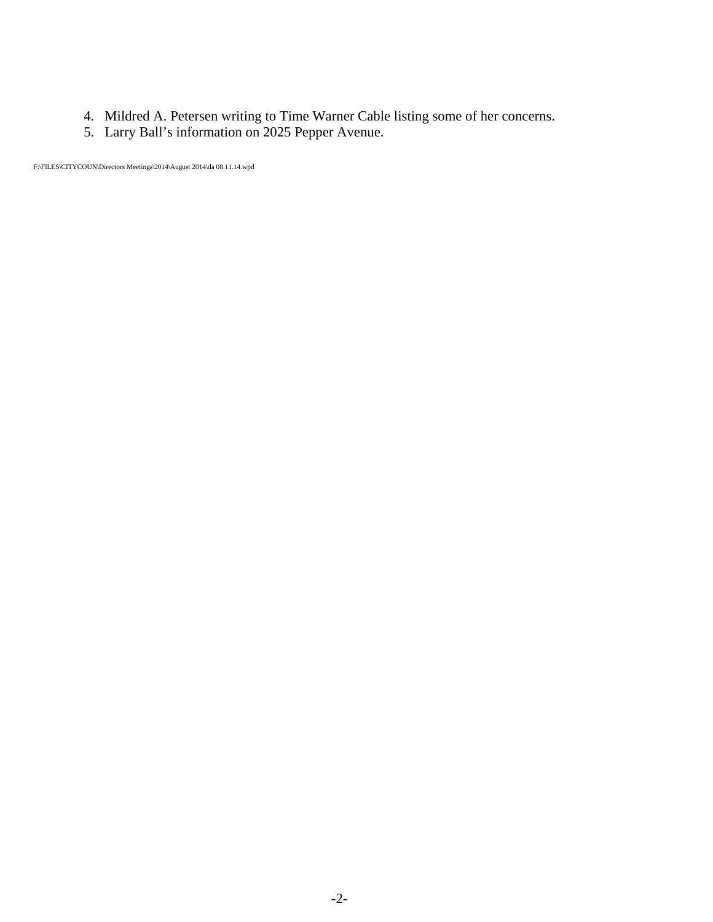4. Mildred A. Petersen writing to Time Warner Cable listing some of her concerns.
5. Larry Ball's information on 2025 Pepper Avenue.

F:\FILES\CITYCOUN\Directors Meetings\2014\August 2014\da 08.11.14.wpd